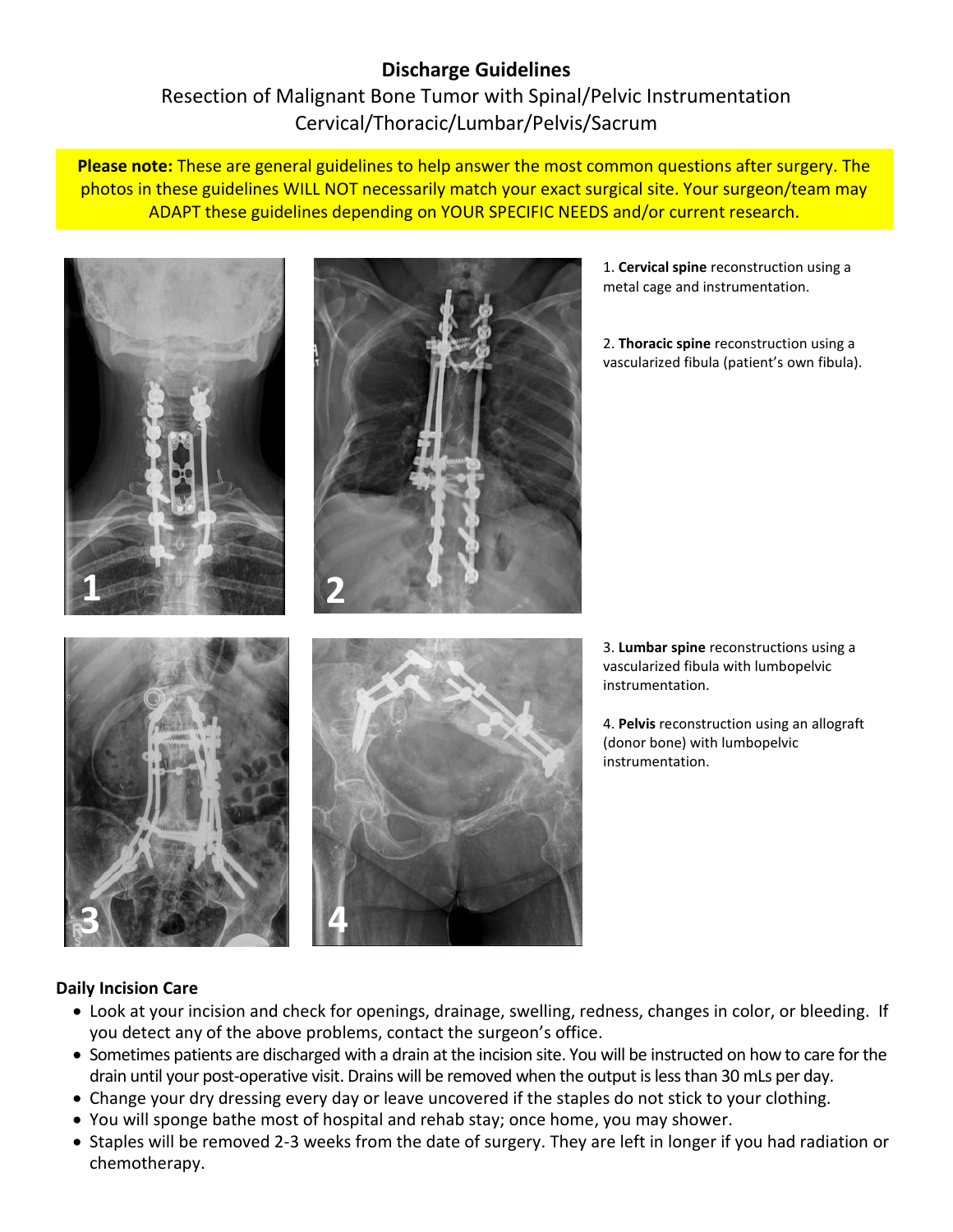# Discharge Guidelines

## Resection of Malignant Bone Tumor with Spinal/Pelvic Instrumentation
## Cervical/Thoracic/Lumbar/Pelvis/Sacrum

**Please note:** These are general guidelines to help answer the most common questions after surgery. The photos in these guidelines WILL NOT necessarily match your exact surgical site. Your surgeon/team may ADAPT these guidelines depending on YOUR SPECIFIC NEEDS and/or current research.

1. **Cervical spine** reconstruction using a metal cage and instrumentation.

2. **Thoracic spine** reconstruction using a vascularized fibula (patient's own fibula).

3. **Lumbar spine** reconstructions using a vascularized fibula with lumbopelvic instrumentation.

4. **Pelvis** reconstruction using an allograft (donor bone) with lumbopelvic instrumentation.

### Daily Incision Care

- Look at your incision and check for openings, drainage, swelling, redness, changes in color, or bleeding. If you detect any of the above problems, contact the surgeon's office.
- Sometimes patients are discharged with a drain at the incision site. You will be instructed on how to care for the drain until your post-operative visit. Drains will be removed when the output is less than 30 mLs per day.
- Change your dry dressing every day or leave uncovered if the staples do not stick to your clothing.
- You will sponge bathe most of hospital and rehab stay; once home, you may shower.
- Staples will be removed 2-3 weeks from the date of surgery. They are left in longer if you had radiation or chemotherapy.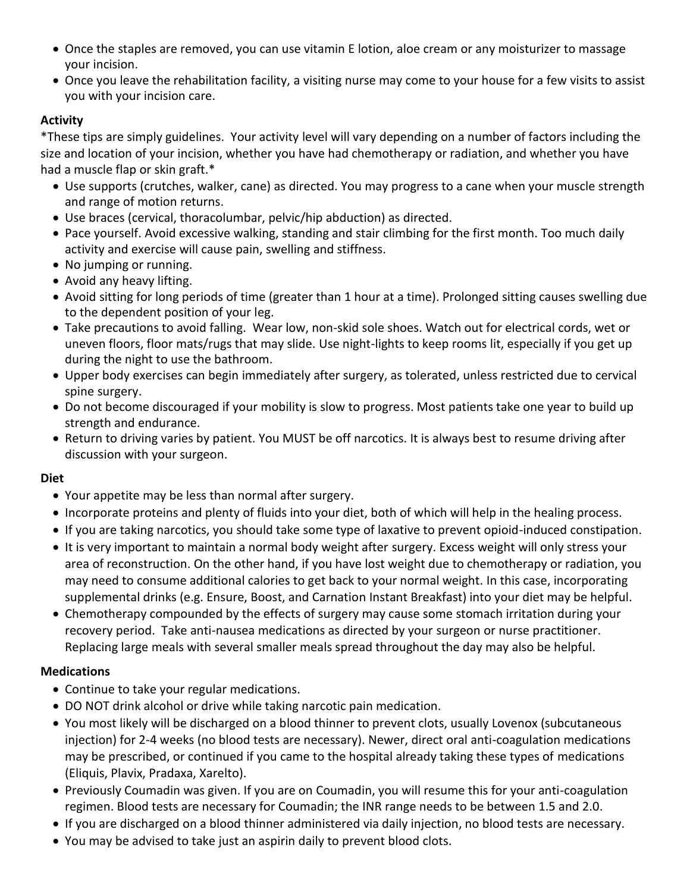- Once the staples are removed, you can use vitamin E lotion, aloe cream or any moisturizer to massage your incision.
- Once you leave the rehabilitation facility, a visiting nurse may come to your house for a few visits to assist you with your incision care.

**Activity**

*These tips are simply guidelines. Your activity level will vary depending on a number of factors including the size and location of your incision, whether you have had chemotherapy or radiation, and whether you have had a muscle flap or skin graft.*

- Use supports (crutches, walker, cane) as directed. You may progress to a cane when your muscle strength and range of motion returns.
- Use braces (cervical, thoracolumbar, pelvic/hip abduction) as directed.
- Pace yourself. Avoid excessive walking, standing and stair climbing for the first month. Too much daily activity and exercise will cause pain, swelling and stiffness.
- No jumping or running.
- Avoid any heavy lifting.
- Avoid sitting for long periods of time (greater than 1 hour at a time). Prolonged sitting causes swelling due to the dependent position of your leg.
- Take precautions to avoid falling. Wear low, non-skid sole shoes. Watch out for electrical cords, wet or uneven floors, floor mats/rugs that may slide. Use night-lights to keep rooms lit, especially if you get up during the night to use the bathroom.
- Upper body exercises can begin immediately after surgery, as tolerated, unless restricted due to cervical spine surgery.
- Do not become discouraged if your mobility is slow to progress. Most patients take one year to build up strength and endurance.
- Return to driving varies by patient. You MUST be off narcotics. It is always best to resume driving after discussion with your surgeon.

**Diet**

- Your appetite may be less than normal after surgery.
- Incorporate proteins and plenty of fluids into your diet, both of which will help in the healing process.
- If you are taking narcotics, you should take some type of laxative to prevent opioid-induced constipation.
- It is very important to maintain a normal body weight after surgery. Excess weight will only stress your area of reconstruction. On the other hand, if you have lost weight due to chemotherapy or radiation, you may need to consume additional calories to get back to your normal weight. In this case, incorporating supplemental drinks (e.g. Ensure, Boost, and Carnation Instant Breakfast) into your diet may be helpful.
- Chemotherapy compounded by the effects of surgery may cause some stomach irritation during your recovery period. Take anti-nausea medications as directed by your surgeon or nurse practitioner. Replacing large meals with several smaller meals spread throughout the day may also be helpful.

**Medications**

- Continue to take your regular medications.
- DO NOT drink alcohol or drive while taking narcotic pain medication.
- You most likely will be discharged on a blood thinner to prevent clots, usually Lovenox (subcutaneous injection) for 2-4 weeks (no blood tests are necessary). Newer, direct oral anti-coagulation medications may be prescribed, or continued if you came to the hospital already taking these types of medications (Eliquis, Plavix, Pradaxa, Xarelto).
- Previously Coumadin was given. If you are on Coumadin, you will resume this for your anti-coagulation regimen. Blood tests are necessary for Coumadin; the INR range needs to be between 1.5 and 2.0.
- If you are discharged on a blood thinner administered via daily injection, no blood tests are necessary.
- You may be advised to take just an aspirin daily to prevent blood clots.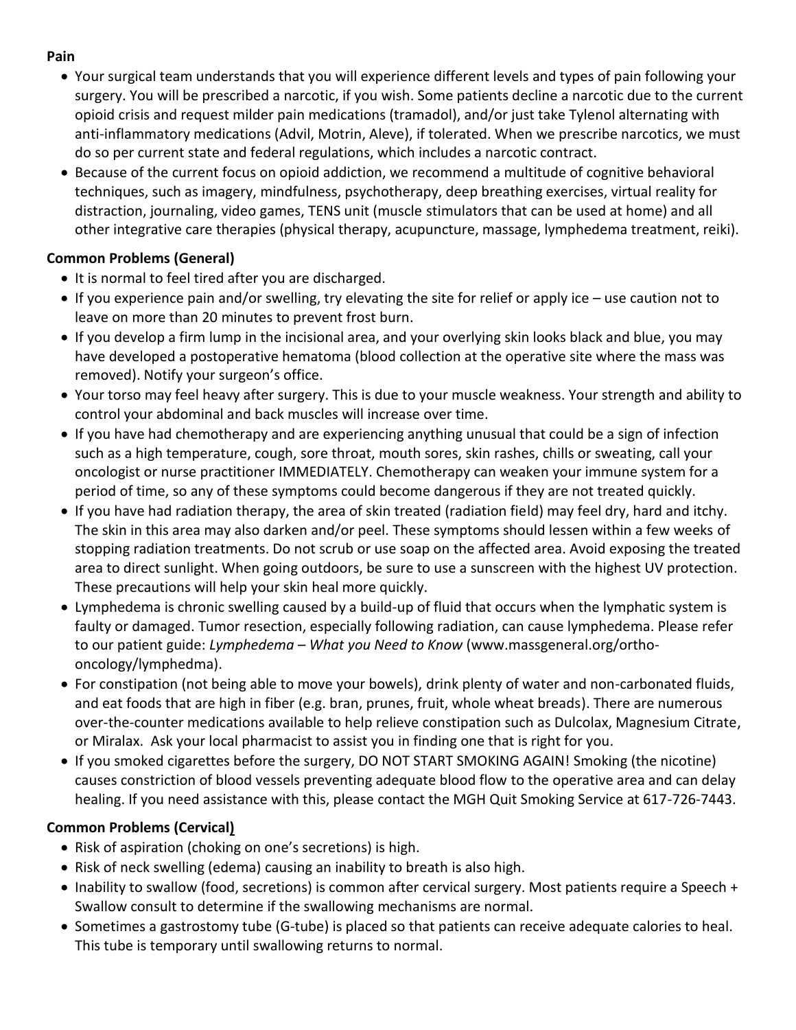**Pain**

- Your surgical team understands that you will experience different levels and types of pain following your surgery. You will be prescribed a narcotic, if you wish. Some patients decline a narcotic due to the current opioid crisis and request milder pain medications (tramadol), and/or just take Tylenol alternating with anti-inflammatory medications (Advil, Motrin, Aleve), if tolerated. When we prescribe narcotics, we must do so per current state and federal regulations, which includes a narcotic contract.
- Because of the current focus on opioid addiction, we recommend a multitude of cognitive behavioral techniques, such as imagery, mindfulness, psychotherapy, deep breathing exercises, virtual reality for distraction, journaling, video games, TENS unit (muscle stimulators that can be used at home) and all other integrative care therapies (physical therapy, acupuncture, massage, lymphedema treatment, reiki).

**Common Problems (General)**

- It is normal to feel tired after you are discharged.
- If you experience pain and/or swelling, try elevating the site for relief or apply ice – use caution not to leave on more than 20 minutes to prevent frost burn.
- If you develop a firm lump in the incisional area, and your overlying skin looks black and blue, you may have developed a postoperative hematoma (blood collection at the operative site where the mass was removed). Notify your surgeon's office.
- Your torso may feel heavy after surgery. This is due to your muscle weakness. Your strength and ability to control your abdominal and back muscles will increase over time.
- If you have had chemotherapy and are experiencing anything unusual that could be a sign of infection such as a high temperature, cough, sore throat, mouth sores, skin rashes, chills or sweating, call your oncologist or nurse practitioner IMMEDIATELY. Chemotherapy can weaken your immune system for a period of time, so any of these symptoms could become dangerous if they are not treated quickly.
- If you have had radiation therapy, the area of skin treated (radiation field) may feel dry, hard and itchy. The skin in this area may also darken and/or peel. These symptoms should lessen within a few weeks of stopping radiation treatments. Do not scrub or use soap on the affected area. Avoid exposing the treated area to direct sunlight. When going outdoors, be sure to use a sunscreen with the highest UV protection. These precautions will help your skin heal more quickly.
- Lymphedema is chronic swelling caused by a build-up of fluid that occurs when the lymphatic system is faulty or damaged. Tumor resection, especially following radiation, can cause lymphedema. Please refer to our patient guide: *Lymphedema – What you Need to Know* (www.massgeneral.org/ortho-oncology/lymphedma).
- For constipation (not being able to move your bowels), drink plenty of water and non-carbonated fluids, and eat foods that are high in fiber (e.g. bran, prunes, fruit, whole wheat breads). There are numerous over-the-counter medications available to help relieve constipation such as Dulcolax, Magnesium Citrate, or Miralax. Ask your local pharmacist to assist you in finding one that is right for you.
- If you smoked cigarettes before the surgery, DO NOT START SMOKING AGAIN! Smoking (the nicotine) causes constriction of blood vessels preventing adequate blood flow to the operative area and can delay healing. If you need assistance with this, please contact the MGH Quit Smoking Service at 617-726-7443.

**Common Problems (Cervical)**

- Risk of aspiration (choking on one's secretions) is high.
- Risk of neck swelling (edema) causing an inability to breath is also high.
- Inability to swallow (food, secretions) is common after cervical surgery. Most patients require a Speech + Swallow consult to determine if the swallowing mechanisms are normal.
- Sometimes a gastrostomy tube (G-tube) is placed so that patients can receive adequate calories to heal. This tube is temporary until swallowing returns to normal.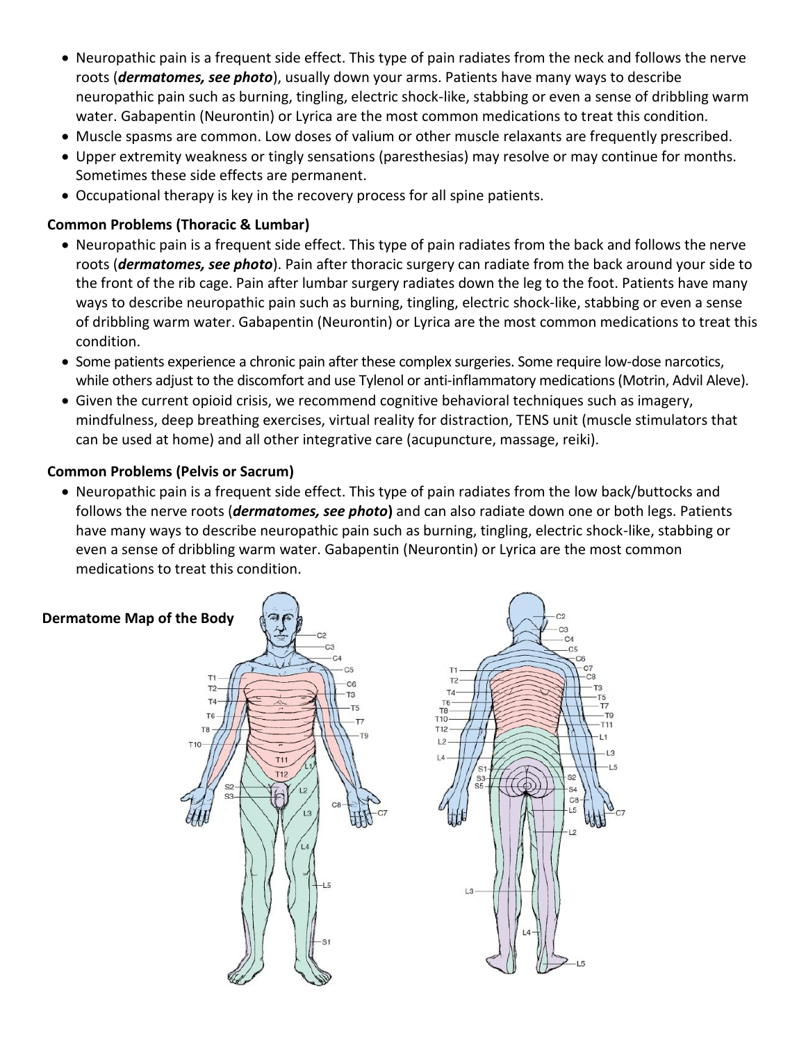- Neuropathic pain is a frequent side effect. This type of pain radiates from the neck and follows the nerve roots (***dermatomes, see photo***), usually down your arms. Patients have many ways to describe neuropathic pain such as burning, tingling, electric shock-like, stabbing or even a sense of dribbling warm water. Gabapentin (Neurontin) or Lyrica are the most common medications to treat this condition.
- Muscle spasms are common. Low doses of valium or other muscle relaxants are frequently prescribed.
- Upper extremity weakness or tingly sensations (paresthesias) may resolve or may continue for months. Sometimes these side effects are permanent.
- Occupational therapy is key in the recovery process for all spine patients.

**Common Problems (Thoracic & Lumbar)**

- Neuropathic pain is a frequent side effect. This type of pain radiates from the back and follows the nerve roots (***dermatomes, see photo***). Pain after thoracic surgery can radiate from the back around your side to the front of the rib cage. Pain after lumbar surgery radiates down the leg to the foot. Patients have many ways to describe neuropathic pain such as burning, tingling, electric shock-like, stabbing or even a sense of dribbling warm water. Gabapentin (Neurontin) or Lyrica are the most common medications to treat this condition.
- Some patients experience a chronic pain after these complex surgeries. Some require low-dose narcotics, while others adjust to the discomfort and use Tylenol or anti-inflammatory medications (Motrin, Advil Aleve).
- Given the current opioid crisis, we recommend cognitive behavioral techniques such as imagery, mindfulness, deep breathing exercises, virtual reality for distraction, TENS unit (muscle stimulators that can be used at home) and all other integrative care (acupuncture, massage, reiki).

**Common Problems (Pelvis or Sacrum)**

- Neuropathic pain is a frequent side effect. This type of pain radiates from the low back/buttocks and follows the nerve roots (***dermatomes, see photo***) and can also radiate down one or both legs. Patients have many ways to describe neuropathic pain such as burning, tingling, electric shock-like, stabbing or even a sense of dribbling warm water. Gabapentin (Neurontin) or Lyrica are the most common medications to treat this condition.

**Dermatome Map of the Body**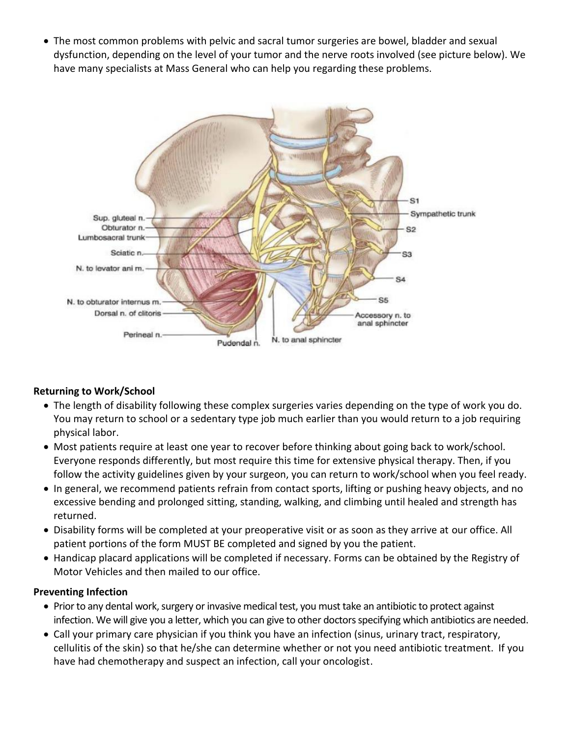- The most common problems with pelvic and sacral tumor surgeries are bowel, bladder and sexual dysfunction, depending on the level of your tumor and the nerve roots involved (see picture below). We have many specialists at Mass General who can help you regarding these problems.

**Returning to Work/School**

- The length of disability following these complex surgeries varies depending on the type of work you do. You may return to school or a sedentary type job much earlier than you would return to a job requiring physical labor.
- Most patients require at least one year to recover before thinking about going back to work/school. Everyone responds differently, but most require this time for extensive physical therapy. Then, if you follow the activity guidelines given by your surgeon, you can return to work/school when you feel ready.
- In general, we recommend patients refrain from contact sports, lifting or pushing heavy objects, and no excessive bending and prolonged sitting, standing, walking, and climbing until healed and strength has returned.
- Disability forms will be completed at your preoperative visit or as soon as they arrive at our office. All patient portions of the form MUST BE completed and signed by you the patient.
- Handicap placard applications will be completed if necessary. Forms can be obtained by the Registry of Motor Vehicles and then mailed to our office.

**Preventing Infection**

- Prior to any dental work, surgery or invasive medical test, you must take an antibiotic to protect against infection. We will give you a letter, which you can give to other doctors specifying which antibiotics are needed.
- Call your primary care physician if you think you have an infection (sinus, urinary tract, respiratory, cellulitis of the skin) so that he/she can determine whether or not you need antibiotic treatment. If you have had chemotherapy and suspect an infection, call your oncologist.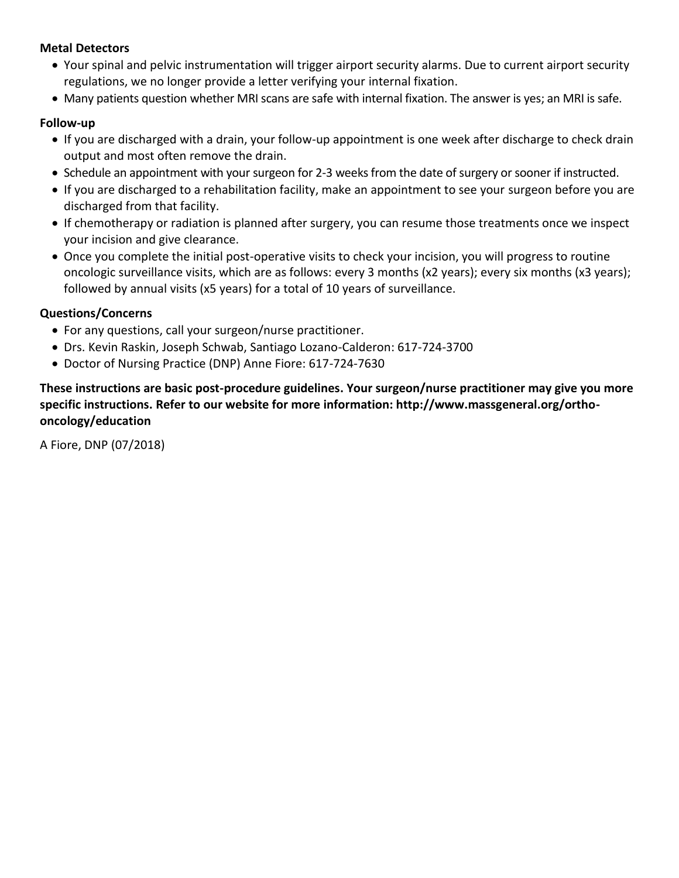**Metal Detectors**

- Your spinal and pelvic instrumentation will trigger airport security alarms. Due to current airport security regulations, we no longer provide a letter verifying your internal fixation.
- Many patients question whether MRI scans are safe with internal fixation. The answer is yes; an MRI is safe.

**Follow-up**

- If you are discharged with a drain, your follow-up appointment is one week after discharge to check drain output and most often remove the drain.
- Schedule an appointment with your surgeon for 2-3 weeks from the date of surgery or sooner if instructed.
- If you are discharged to a rehabilitation facility, make an appointment to see your surgeon before you are discharged from that facility.
- If chemotherapy or radiation is planned after surgery, you can resume those treatments once we inspect your incision and give clearance.
- Once you complete the initial post-operative visits to check your incision, you will progress to routine oncologic surveillance visits, which are as follows: every 3 months (x2 years); every six months (x3 years); followed by annual visits (x5 years) for a total of 10 years of surveillance.

**Questions/Concerns**

- For any questions, call your surgeon/nurse practitioner.
- Drs. Kevin Raskin, Joseph Schwab, Santiago Lozano-Calderon: 617-724-3700
- Doctor of Nursing Practice (DNP) Anne Fiore: 617-724-7630

**These instructions are basic post-procedure guidelines. Your surgeon/nurse practitioner may give you more specific instructions. Refer to our website for more information: http://www.massgeneral.org/ortho-oncology/education**

A Fiore, DNP (07/2018)